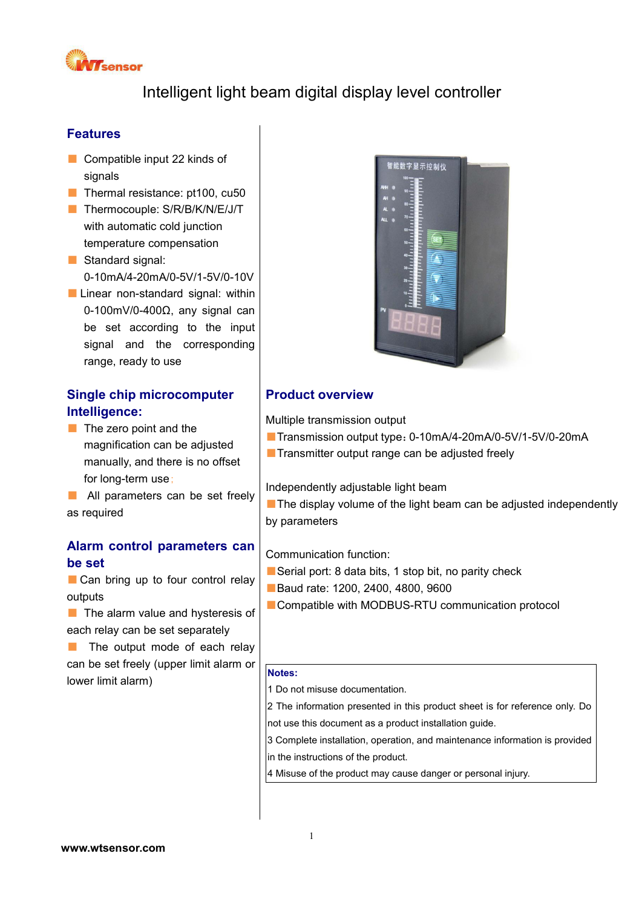# Intelligent light beam digital display level controller

## Features

- Compatible input 22 kinds of signals
- Thermal resistance: pt100, cu50
- Thermocouple: S/R/B/K/N/E/J/T with automatic cold junction temperature compensation
- Standard signal: 0-10mA/4-20mA/0-5V/1-5V/0-10V
- Linear non-standard signal: within 0-100mV/0-400Ω, any signal can be set according to the input signal and the corresponding range, ready to use

## Single chip microcomputer Intelligence:

- The zero point and the magnification can be adjusted manually, and there is no offset for long-term use;
- All parameters can be set freely as required

## Alarm control parameters can be set

- Can bring up to four control relay outputs
- The alarm value and hysteresis of each relay can be set separately
- The output mode of each relay can be set freely (upper limit alarm or lower limit alarm)

## Product overview

Multiple transmission output

- Transmission output type：0-10mA/4-20mA/0-5V/1-5V/0-20mA
- Transmitter output range can be adjusted freely

Independently adjustable light beam

- The display volume of the light beam can be adjusted independently by parameters

Communication function:

- Serial port: 8 data bits, 1 stop bit, no parity check
- Baud rate: 1200, 2400, 4800, 9600
- Compatible with MODBUS-RTU communication protocol

**Notes:**

1 Do not misuse documentation.

2 The information presented in this product sheet is for reference only. Do not use this document as a product installation guide.

3 Complete installation, operation, and maintenance information is provided in the instructions of the product.

4 Misuse of the product may cause danger or personal injury.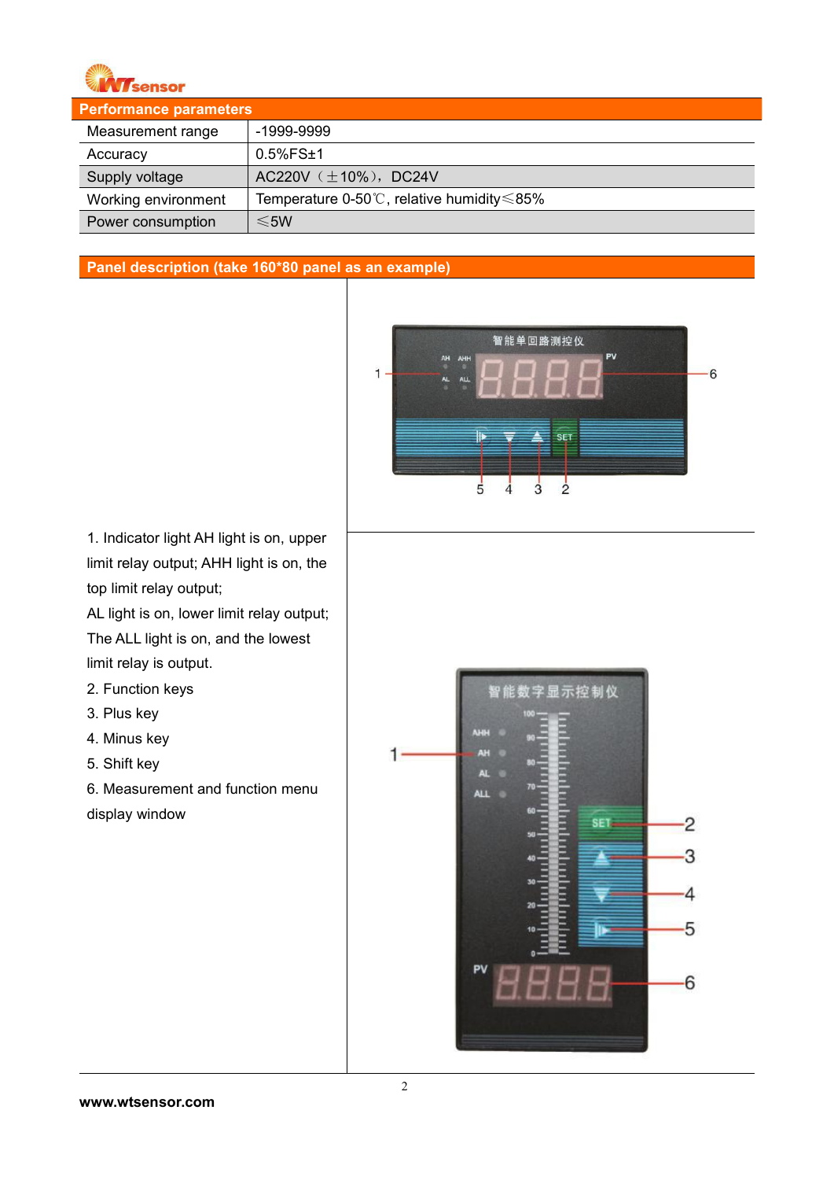## Performance parameters

| Measurement range | -1999-9999 |
|---|---|
| Accuracy | 0.5%FS±1 |
| Supply voltage | AC220V（±10%），DC24V |
| Working environment | Temperature 0-50℃, relative humidity≤85% |
| Power consumption | ≤5W |

## Panel description (take 160*80 panel as an example)

1. Indicator light AH light is on, upper limit relay output; AHH light is on, the top limit relay output;
   AL light is on, lower limit relay output;
   The ALL light is on, and the lowest limit relay is output.
2. Function keys
3. Plus key
4. Minus key
5. Shift key
6. Measurement and function menu display window

www.wtsensor.com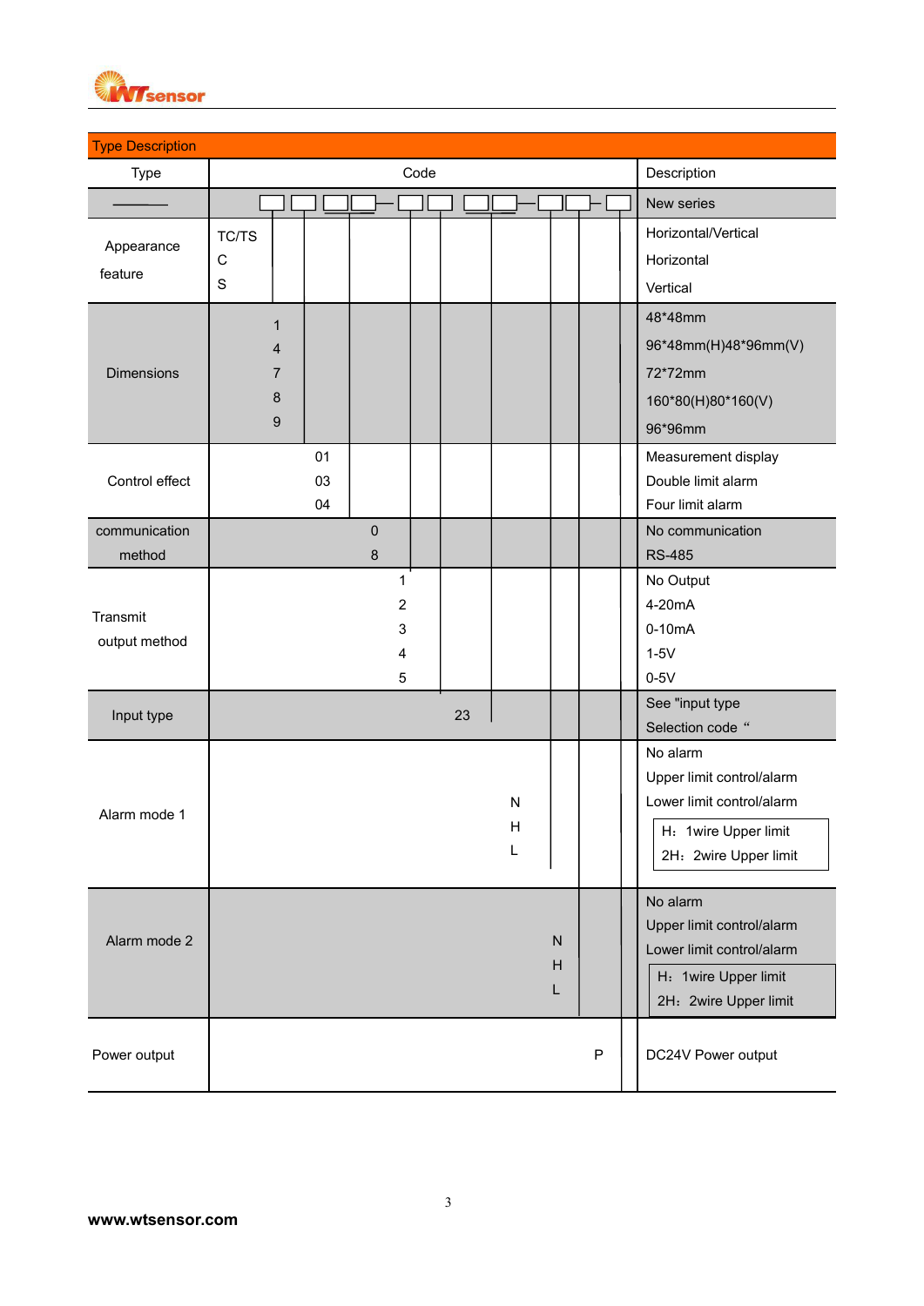## Type Description

| Type | Code | Description |
|---|---|---|
| ——— | □□□□—□□□□—□□—□ | New series |
| Appearance feature | TC/TS<br>C<br>S | Horizontal/Vertical<br>Horizontal<br>Vertical |
| Dimensions | 1<br>4<br>7<br>8<br>9 | 48*48mm<br>96*48mm(H)48*96mm(V)<br>72*72mm<br>160*80(H)80*160(V)<br>96*96mm |
| Control effect | 01<br>03<br>04 | Measurement display<br>Double limit alarm<br>Four limit alarm |
| communication method | 0<br>8 | No communication<br>RS-485 |
| Transmit output method | 1<br>2<br>3<br>4<br>5 | No Output<br>4-20mA<br>0-10mA<br>1-5V<br>0-5V |
| Input type | 23 | See "input type Selection code " |
| Alarm mode 1 | N<br>H<br>L | No alarm<br>Upper limit control/alarm<br>Lower limit control/alarm<br>H：1wire Upper limit<br>2H：2wire Upper limit |
| Alarm mode 2 | N<br>H<br>L | No alarm<br>Upper limit control/alarm<br>Lower limit control/alarm<br>H：1wire Upper limit<br>2H：2wire Upper limit |
| Power output | P | DC24V Power output |

www.wtsensor.com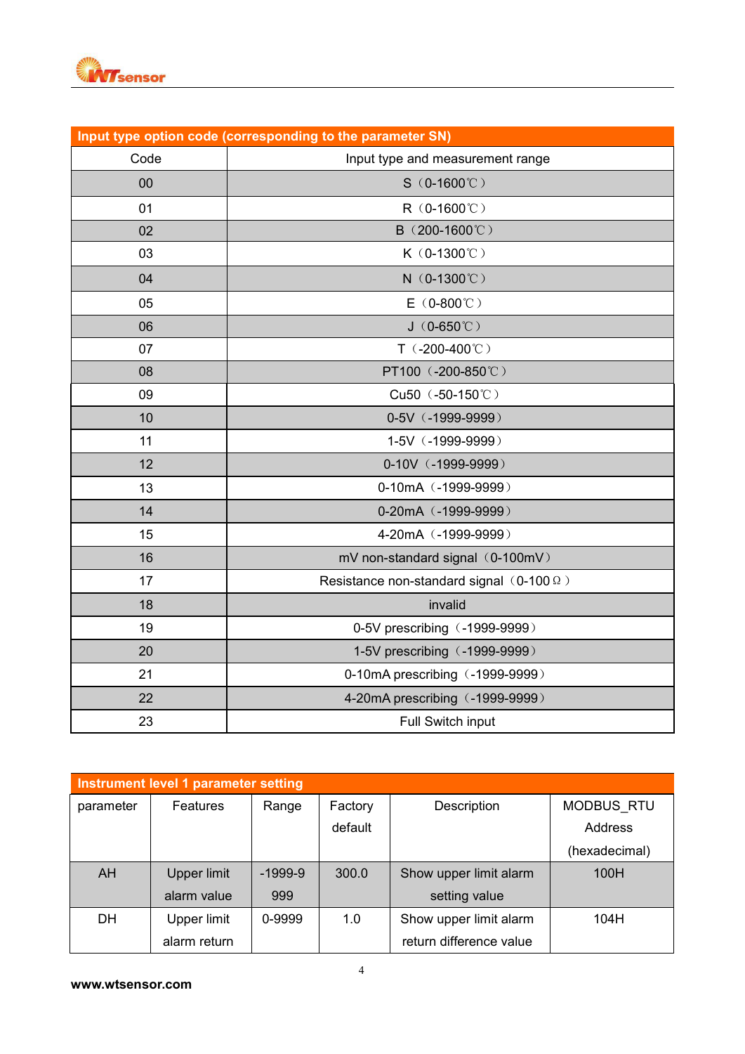| Input type option code (corresponding to the parameter SN) | |
|---|---|
| Code | Input type and measurement range |
| 00 | S（0-1600℃） |
| 01 | R（0-1600℃） |
| 02 | B（200-1600℃） |
| 03 | K（0-1300℃） |
| 04 | N（0-1300℃） |
| 05 | E（0-800℃） |
| 06 | J（0-650℃） |
| 07 | T（-200-400℃） |
| 08 | PT100（-200-850℃） |
| 09 | Cu50（-50-150℃） |
| 10 | 0-5V（-1999-9999） |
| 11 | 1-5V（-1999-9999） |
| 12 | 0-10V（-1999-9999） |
| 13 | 0-10mA（-1999-9999） |
| 14 | 0-20mA（-1999-9999） |
| 15 | 4-20mA（-1999-9999） |
| 16 | mV non-standard signal（0-100mV） |
| 17 | Resistance non-standard signal（0-100Ω） |
| 18 | invalid |
| 19 | 0-5V prescribing（-1999-9999） |
| 20 | 1-5V prescribing（-1999-9999） |
| 21 | 0-10mA prescribing（-1999-9999） |
| 22 | 4-20mA prescribing（-1999-9999） |
| 23 | Full Switch input |

| Instrument level 1 parameter setting | | | | | |
|---|---|---|---|---|---|
| parameter | Features | Range | Factory default | Description | MODBUS_RTU Address (hexadecimal) |
| AH | Upper limit alarm value | -1999-9999 | 300.0 | Show upper limit alarm setting value | 100H |
| DH | Upper limit alarm return | 0-9999 | 1.0 | Show upper limit alarm return difference value | 104H |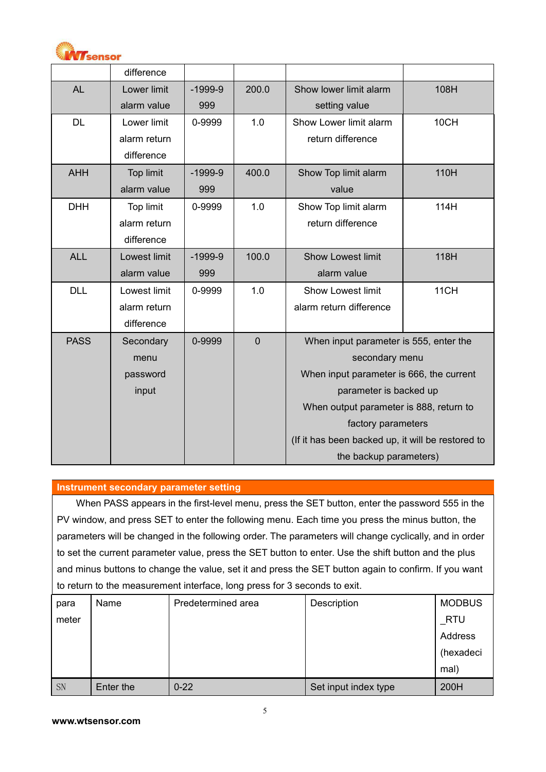|  | difference |  |  |  |  |
|---|---|---|---|---|---|
| AL | Lower limit alarm value | -1999-9999 | 200.0 | Show lower limit alarm setting value | 108H |
| DL | Lower limit alarm return difference | 0-9999 | 1.0 | Show Lower limit alarm return difference | 10CH |
| AHH | Top limit alarm value | -1999-9999 | 400.0 | Show Top limit alarm value | 110H |
| DHH | Top limit alarm return difference | 0-9999 | 1.0 | Show Top limit alarm return difference | 114H |
| ALL | Lowest limit alarm value | -1999-9999 | 100.0 | Show Lowest limit alarm value | 118H |
| DLL | Lowest limit alarm return difference | 0-9999 | 1.0 | Show Lowest limit alarm return difference | 11CH |
| PASS | Secondary menu password input | 0-9999 | 0 | When input parameter is 555, enter the secondary menu<br>When input parameter is 666, the current parameter is backed up<br>When output parameter is 888, return to factory parameters<br>(If it has been backed up, it will be restored to the backup parameters) |  |

## Instrument secondary parameter setting

When PASS appears in the first-level menu, press the SET button, enter the password 555 in the PV window, and press SET to enter the following menu. Each time you press the minus button, the parameters will be changed in the following order. The parameters will change cyclically, and in order to set the current parameter value, press the SET button to enter. Use the shift button and the plus and minus buttons to change the value, set it and press the SET button again to confirm. If you want to return to the measurement interface, long press for 3 seconds to exit.

| parameter | Name | Predetermined area | Description | MODBUS_RTU Address (hexadecimal) |
|---|---|---|---|---|
| SN | Enter the | 0-22 | Set input index type | 200H |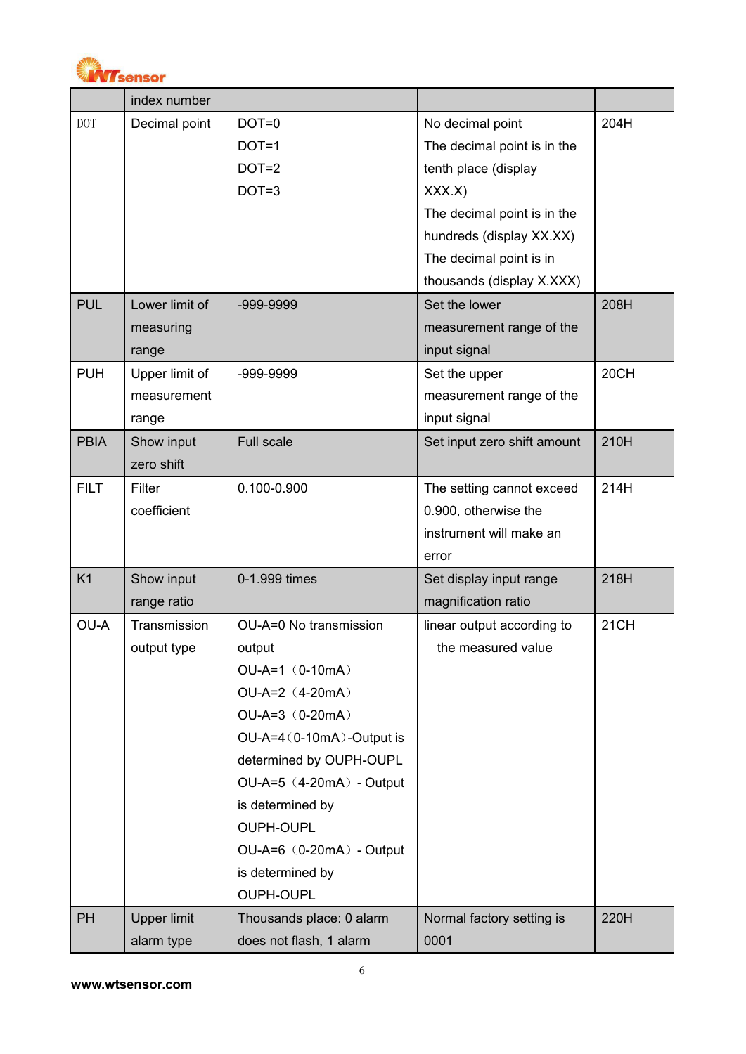| | index number | | | |
|---|---|---|---|---|
| DOT | Decimal point | DOT=0<br>DOT=1<br>DOT=2<br>DOT=3 | No decimal point<br>The decimal point is in the tenth place (display XXX.X)<br>The decimal point is in the hundreds (display XX.XX)<br>The decimal point is in thousands (display X.XXX) | 204H |
| PUL | Lower limit of measuring range | -999-9999 | Set the lower measurement range of the input signal | 208H |
| PUH | Upper limit of measurement range | -999-9999 | Set the upper measurement range of the input signal | 20CH |
| PBIA | Show input zero shift | Full scale | Set input zero shift amount | 210H |
| FILT | Filter coefficient | 0.100-0.900 | The setting cannot exceed 0.900, otherwise the instrument will make an error | 214H |
| K1 | Show input range ratio | 0-1.999 times | Set display input range magnification ratio | 218H |
| OU-A | Transmission output type | OU-A=0 No transmission output<br>OU-A=1（0-10mA）<br>OU-A=2（4-20mA）<br>OU-A=3（0-20mA）<br>OU-A=4（0-10mA）-Output is determined by OUPH-OUPL<br>OU-A=5（4-20mA）- Output is determined by OUPH-OUPL<br>OU-A=6（0-20mA）- Output is determined by OUPH-OUPL | linear output according to the measured value | 21CH |
| PH | Upper limit alarm type | Thousands place: 0 alarm does not flash, 1 alarm | Normal factory setting is 0001 | 220H |

www.wtsensor.com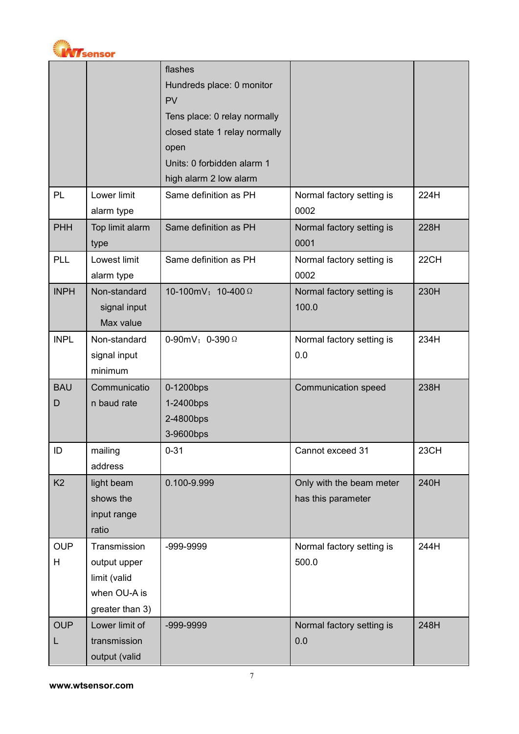| | | flashes<br>Hundreds place: 0 monitor PV<br>Tens place: 0 relay normally closed state 1 relay normally open<br>Units: 0 forbidden alarm 1 high alarm 2 low alarm | | |
|---|---|---|---|---|
| PL | Lower limit alarm type | Same definition as PH | Normal factory setting is 0002 | 224H |
| PHH | Top limit alarm type | Same definition as PH | Normal factory setting is 0001 | 228H |
| PLL | Lowest limit alarm type | Same definition as PH | Normal factory setting is 0002 | 22CH |
| INPH | Non-standard signal input Max value | 10-100mV；10-400Ω | Normal factory setting is 100.0 | 230H |
| INPL | Non-standard signal input minimum | 0-90mV；0-390Ω | Normal factory setting is 0.0 | 234H |
| BAUD | Communication baud rate | 0-1200bps<br>1-2400bps<br>2-4800bps<br>3-9600bps | Communication speed | 238H |
| ID | mailing address | 0-31 | Cannot exceed 31 | 23CH |
| K2 | light beam shows the input range ratio | 0.100-9.999 | Only with the beam meter has this parameter | 240H |
| OUPH | Transmission output upper limit (valid when OU-A is greater than 3) | -999-9999 | Normal factory setting is 500.0 | 244H |
| OUPL | Lower limit of transmission output (valid | -999-9999 | Normal factory setting is 0.0 | 248H |

www.wtsensor.com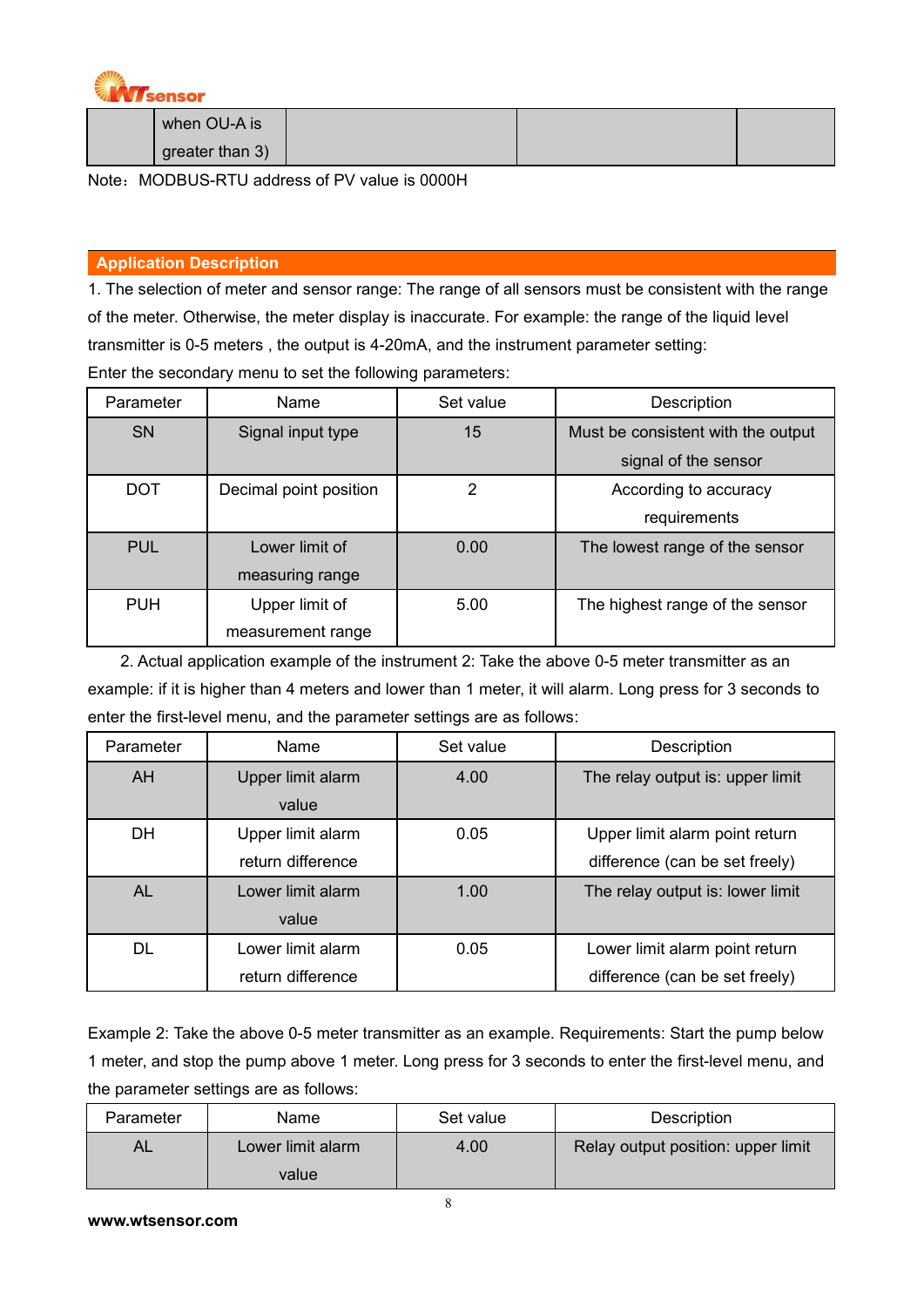| | when OU-A is greater than 3) | | | |
|---|---|---|---|---|

Note：MODBUS-RTU address of PV value is 0000H

## Application Description

1. The selection of meter and sensor range: The range of all sensors must be consistent with the range of the meter. Otherwise, the meter display is inaccurate. For example: the range of the liquid level transmitter is 0-5 meters , the output is 4-20mA, and the instrument parameter setting:

Enter the secondary menu to set the following parameters:

| Parameter | Name | Set value | Description |
|---|---|---|---|
| SN | Signal input type | 15 | Must be consistent with the output signal of the sensor |
| DOT | Decimal point position | 2 | According to accuracy requirements |
| PUL | Lower limit of measuring range | 0.00 | The lowest range of the sensor |
| PUH | Upper limit of measurement range | 5.00 | The highest range of the sensor |

2. Actual application example of the instrument 2: Take the above 0-5 meter transmitter as an example: if it is higher than 4 meters and lower than 1 meter, it will alarm. Long press for 3 seconds to enter the first-level menu, and the parameter settings are as follows:

| Parameter | Name | Set value | Description |
|---|---|---|---|
| AH | Upper limit alarm value | 4.00 | The relay output is: upper limit |
| DH | Upper limit alarm return difference | 0.05 | Upper limit alarm point return difference (can be set freely) |
| AL | Lower limit alarm value | 1.00 | The relay output is: lower limit |
| DL | Lower limit alarm return difference | 0.05 | Lower limit alarm point return difference (can be set freely) |

Example 2: Take the above 0-5 meter transmitter as an example. Requirements: Start the pump below 1 meter, and stop the pump above 1 meter. Long press for 3 seconds to enter the first-level menu, and the parameter settings are as follows:

| Parameter | Name | Set value | Description |
|---|---|---|---|
| AL | Lower limit alarm value | 4.00 | Relay output position: upper limit |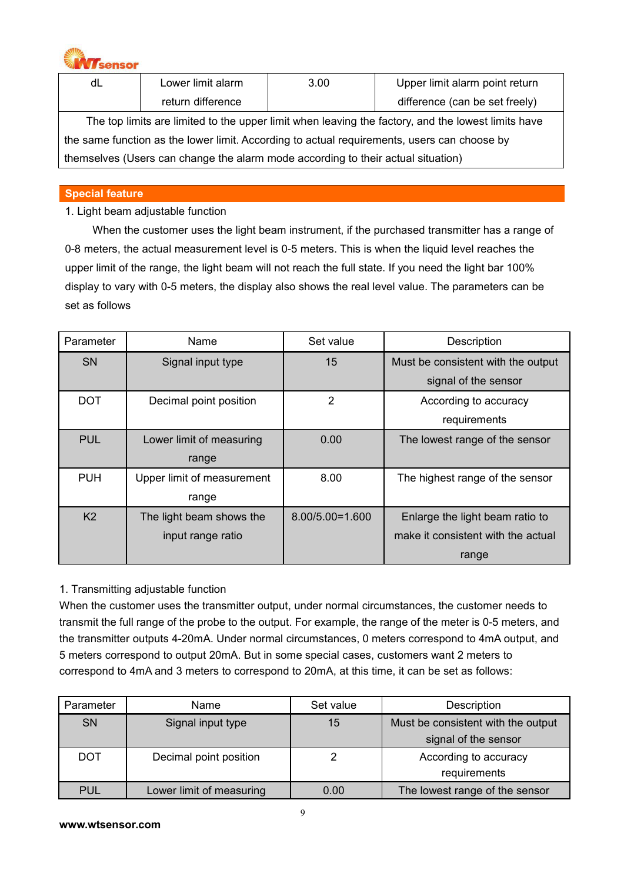| dL | Lower limit alarm return difference | 3.00 | Upper limit alarm point return difference (can be set freely) |
|---|---|---|---|
| The top limits are limited to the upper limit when leaving the factory, and the lowest limits have the same function as the lower limit. According to actual requirements, users can choose by themselves (Users can change the alarm mode according to their actual situation) | | | |

## Special feature

1. Light beam adjustable function

When the customer uses the light beam instrument, if the purchased transmitter has a range of 0-8 meters, the actual measurement level is 0-5 meters. This is when the liquid level reaches the upper limit of the range, the light beam will not reach the full state. If you need the light bar 100% display to vary with 0-5 meters, the display also shows the real level value. The parameters can be set as follows

| Parameter | Name | Set value | Description |
|---|---|---|---|
| SN | Signal input type | 15 | Must be consistent with the output signal of the sensor |
| DOT | Decimal point position | 2 | According to accuracy requirements |
| PUL | Lower limit of measuring range | 0.00 | The lowest range of the sensor |
| PUH | Upper limit of measurement range | 8.00 | The highest range of the sensor |
| K2 | The light beam shows the input range ratio | 8.00/5.00=1.600 | Enlarge the light beam ratio to make it consistent with the actual range |

1. Transmitting adjustable function

When the customer uses the transmitter output, under normal circumstances, the customer needs to transmit the full range of the probe to the output. For example, the range of the meter is 0-5 meters, and the transmitter outputs 4-20mA. Under normal circumstances, 0 meters correspond to 4mA output, and 5 meters correspond to output 20mA. But in some special cases, customers want 2 meters to correspond to 4mA and 3 meters to correspond to 20mA, at this time, it can be set as follows:

| Parameter | Name | Set value | Description |
|---|---|---|---|
| SN | Signal input type | 15 | Must be consistent with the output signal of the sensor |
| DOT | Decimal point position | 2 | According to accuracy requirements |
| PUL | Lower limit of measuring | 0.00 | The lowest range of the sensor |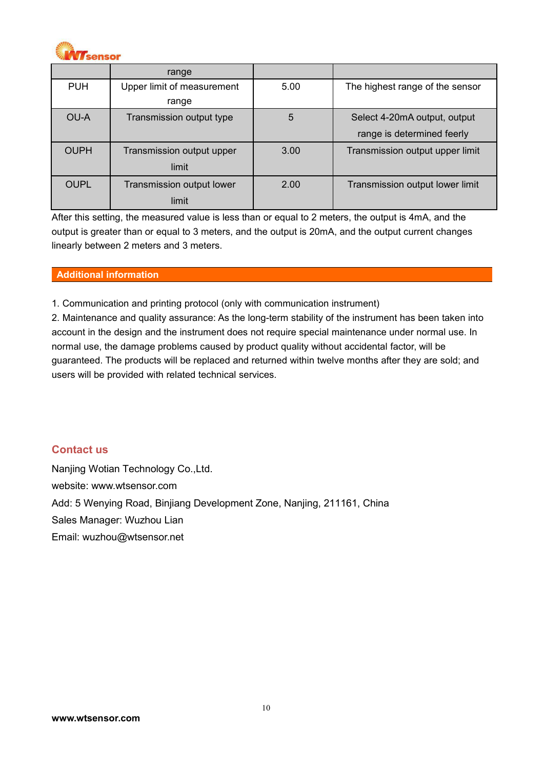| | | | |
|---|---|---|---|
| | range | | |
| PUH | Upper limit of measurement range | 5.00 | The highest range of the sensor |
| OU-A | Transmission output type | 5 | Select 4-20mA output, output range is determined feerly |
| OUPH | Transmission output upper limit | 3.00 | Transmission output upper limit |
| OUPL | Transmission output lower limit | 2.00 | Transmission output lower limit |

After this setting, the measured value is less than or equal to 2 meters, the output is 4mA, and the output is greater than or equal to 3 meters, and the output is 20mA, and the output current changes linearly between 2 meters and 3 meters.

## Additional information

1. Communication and printing protocol (only with communication instrument)
2. Maintenance and quality assurance: As the long-term stability of the instrument has been taken into account in the design and the instrument does not require special maintenance under normal use. In normal use, the damage problems caused by product quality without accidental factor, will be guaranteed. The products will be replaced and returned within twelve months after they are sold; and users will be provided with related technical services.

## Contact us

Nanjing Wotian Technology Co.,Ltd.
website: www.wtsensor.com
Add: 5 Wenying Road, Binjiang Development Zone, Nanjing, 211161, China
Sales Manager: Wuzhou Lian
Email: wuzhou@wtsensor.net